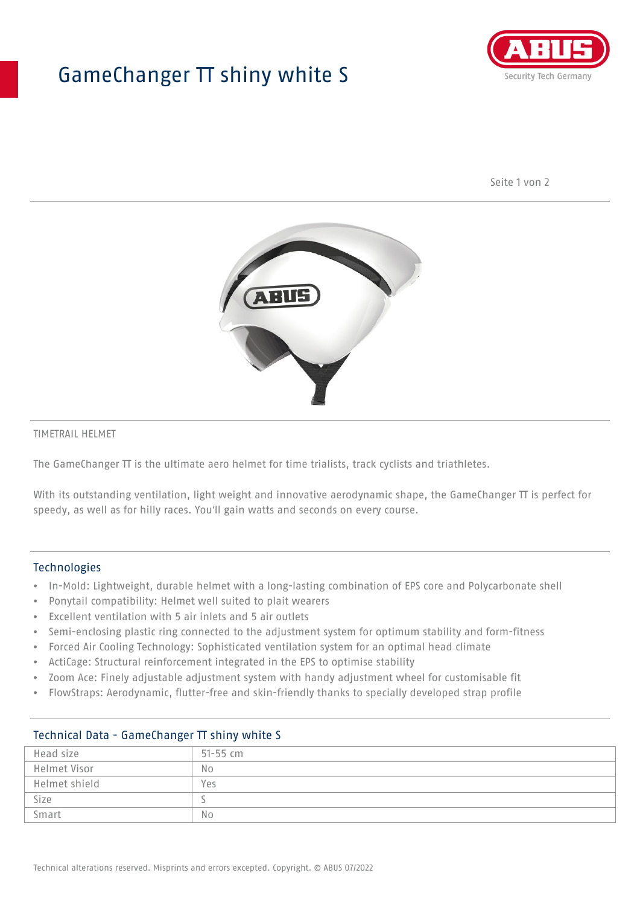# GameChanger TT shiny white S

TIMETRAIL HELMET

The GameChanger TT is the ultimate aero helmet for time trialists, track cyclists and triathletes.

With its outstanding ventilation, light weight and innovative aerodynamic shape, the GameChanger TT is perfect for speedy, as well as for hilly races. You'll gain watts and seconds on every course.

## Technologies

- In-Mold: Lightweight, durable helmet with a long-lasting combination of EPS core and Polycarbonate shell
- Ponytail compatibility: Helmet well suited to plait wearers
- Excellent ventilation with 5 air inlets and 5 air outlets
- Semi-enclosing plastic ring connected to the adjustment system for optimum stability and form-fitness
- Forced Air Cooling Technology: Sophisticated ventilation system for an optimal head climate
- ActiCage: Structural reinforcement integrated in the EPS to optimise stability
- Zoom Ace: Finely adjustable adjustment system with handy adjustment wheel for customisable fit
- FlowStraps: Aerodynamic, flutter-free and skin-friendly thanks to specially developed strap profile

## Technical Data - GameChanger TT shiny white S

| | |
|---|---|
| Head size | 51-55 cm |
| Helmet Visor | No |
| Helmet shield | Yes |
| Size | S |
| Smart | No |

Technical alterations reserved. Misprints and errors excepted. Copyright. © ABUS 07/2022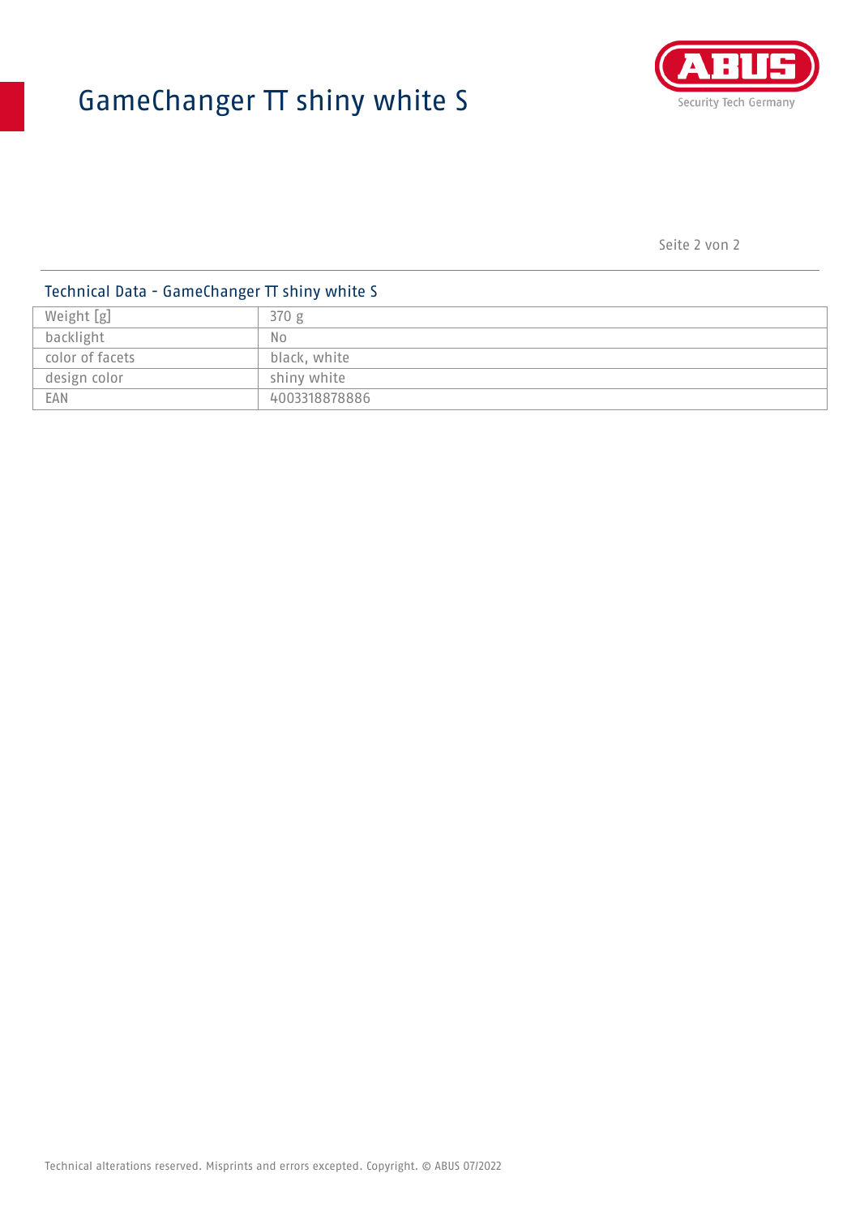# GameChanger TT shiny white S

## Technical Data - GameChanger TT shiny white S

| | |
|---|---|
| Weight [g] | 370 g |
| backlight | No |
| color of facets | black, white |
| design color | shiny white |
| EAN | 4003318878886 |

Technical alterations reserved. Misprints and errors excepted. Copyright. © ABUS 07/2022